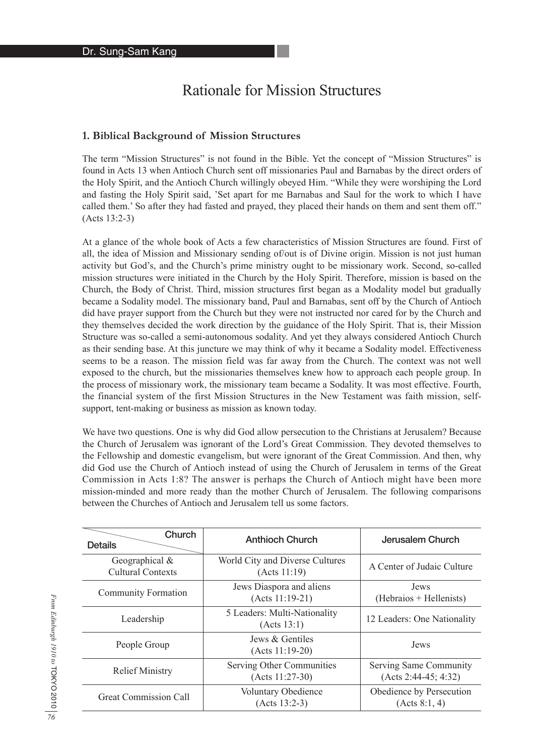Dr. Sung-Sam Kang

# Rationale for Mission Structures

## 1. Biblical Background of Mission Structures

The term "Mission Structures" is not found in the Bible. Yet the concept of "Mission Structures" is found in Acts 13 when Antioch Church sent off missionaries Paul and Barnabas by the direct orders of the Holy Spirit, and the Antioch Church willingly obeyed Him. "While they were worshiping the Lord and fasting the Holy Spirit said, 'Set apart for me Barnabas and Saul for the work to which I have called them.' So after they had fasted and prayed, they placed their hands on them and sent them off." (Acts 13:2-3)

At a glance of the whole book of Acts a few characteristics of Mission Structures are found. First of all, the idea of Mission and Missionary sending of/out is of Divine origin. Mission is not just human activity but God's, and the Church's prime ministry ought to be missionary work. Second, so-called mission structures were initiated in the Church by the Holy Spirit. Therefore, mission is based on the Church, the Body of Christ. Third, mission structures first began as a Modality model but gradually became a Sodality model. The missionary band, Paul and Barnabas, sent off by the Church of Antioch did have prayer support from the Church but they were not instructed nor cared for by the Church and they themselves decided the work direction by the guidance of the Holy Spirit. That is, their Mission Structure was so-called a semi-autonomous sodality. And yet they always considered Antioch Church as their sending base. At this juncture we may think of why it became a Sodality model. Effectiveness seems to be a reason. The mission field was far away from the Church. The context was not well exposed to the church, but the missionaries themselves knew how to approach each people group. In the process of missionary work, the missionary team became a Sodality. It was most effective. Fourth, the financial system of the first Mission Structures in the New Testament was faith mission, self-support, tent-making or business as mission as known today.

We have two questions. One is why did God allow persecution to the Christians at Jerusalem? Because the Church of Jerusalem was ignorant of the Lord's Great Commission. They devoted themselves to the Fellowship and domestic evangelism, but were ignorant of the Great Commission. And then, why did God use the Church of Antioch instead of using the Church of Jerusalem in terms of the Great Commission in Acts 1:8? The answer is perhaps the Church of Antioch might have been more mission-minded and more ready than the mother Church of Jerusalem. The following comparisons between the Churches of Antioch and Jerusalem tell us some factors.

| Details \ Church | Anthioch Church | Jerusalem Church |
|---|---|---|
| Geographical & Cultural Contexts | World City and Diverse Cultures (Acts 11:19) | A Center of Judaic Culture |
| Community Formation | Jews Diaspora and aliens (Acts 11:19-21) | Jews (Hebraios + Hellenists) |
| Leadership | 5 Leaders: Multi-Nationality (Acts 13:1) | 12 Leaders: One Nationality |
| People Group | Jews & Gentiles (Acts 11:19-20) | Jews |
| Relief Ministry | Serving Other Communities (Acts 11:27-30) | Serving Same Community (Acts 2:44-45; 4:32) |
| Great Commission Call | Voluntary Obedience (Acts 13:2-3) | Obedience by Persecution (Acts 8:1, 4) |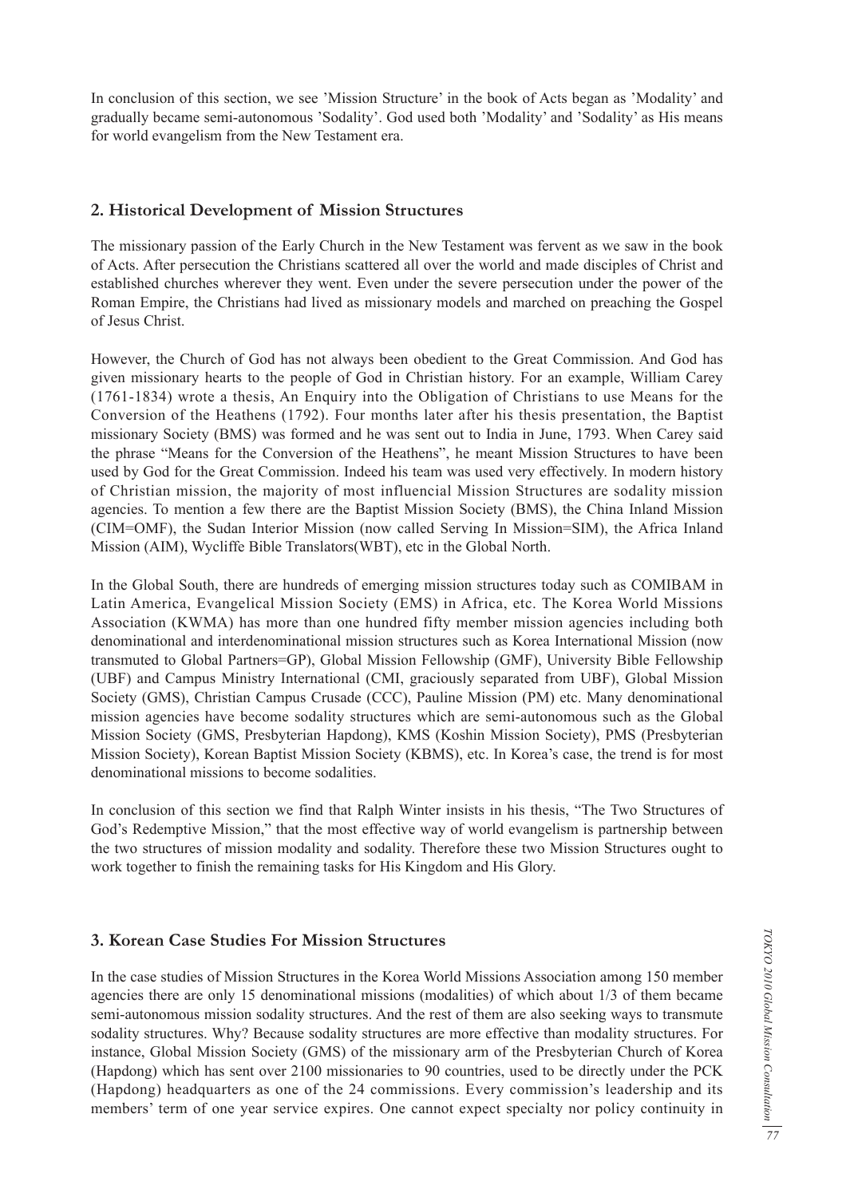In conclusion of this section, we see 'Mission Structure' in the book of Acts began as 'Modality' and gradually became semi-autonomous 'Sodality'. God used both 'Modality' and 'Sodality' as His means for world evangelism from the New Testament era.

## 2. Historical Development of Mission Structures

The missionary passion of the Early Church in the New Testament was fervent as we saw in the book of Acts. After persecution the Christians scattered all over the world and made disciples of Christ and established churches wherever they went. Even under the severe persecution under the power of the Roman Empire, the Christians had lived as missionary models and marched on preaching the Gospel of Jesus Christ.

However, the Church of God has not always been obedient to the Great Commission. And God has given missionary hearts to the people of God in Christian history. For an example, William Carey (1761-1834) wrote a thesis, An Enquiry into the Obligation of Christians to use Means for the Conversion of the Heathens (1792). Four months later after his thesis presentation, the Baptist missionary Society (BMS) was formed and he was sent out to India in June, 1793. When Carey said the phrase "Means for the Conversion of the Heathens", he meant Mission Structures to have been used by God for the Great Commission. Indeed his team was used very effectively. In modern history of Christian mission, the majority of most influencial Mission Structures are sodality mission agencies. To mention a few there are the Baptist Mission Society (BMS), the China Inland Mission (CIM=OMF), the Sudan Interior Mission (now called Serving In Mission=SIM), the Africa Inland Mission (AIM), Wycliffe Bible Translators(WBT), etc in the Global North.

In the Global South, there are hundreds of emerging mission structures today such as COMIBAM in Latin America, Evangelical Mission Society (EMS) in Africa, etc. The Korea World Missions Association (KWMA) has more than one hundred fifty member mission agencies including both denominational and interdenominational mission structures such as Korea International Mission (now transmuted to Global Partners=GP), Global Mission Fellowship (GMF), University Bible Fellowship (UBF) and Campus Ministry International (CMI, graciously separated from UBF), Global Mission Society (GMS), Christian Campus Crusade (CCC), Pauline Mission (PM) etc. Many denominational mission agencies have become sodality structures which are semi-autonomous such as the Global Mission Society (GMS, Presbyterian Hapdong), KMS (Koshin Mission Society), PMS (Presbyterian Mission Society), Korean Baptist Mission Society (KBMS), etc. In Korea's case, the trend is for most denominational missions to become sodalities.

In conclusion of this section we find that Ralph Winter insists in his thesis, "The Two Structures of God's Redemptive Mission," that the most effective way of world evangelism is partnership between the two structures of mission modality and sodality. Therefore these two Mission Structures ought to work together to finish the remaining tasks for His Kingdom and His Glory.

## 3. Korean Case Studies For Mission Structures

In the case studies of Mission Structures in the Korea World Missions Association among 150 member agencies there are only 15 denominational missions (modalities) of which about 1/3 of them became semi-autonomous mission sodality structures. And the rest of them are also seeking ways to transmute sodality structures. Why? Because sodality structures are more effective than modality structures. For instance, Global Mission Society (GMS) of the missionary arm of the Presbyterian Church of Korea (Hapdong) which has sent over 2100 missionaries to 90 countries, used to be directly under the PCK (Hapdong) headquarters as one of the 24 commissions. Every commission's leadership and its members' term of one year service expires. One cannot expect specialty nor policy continuity in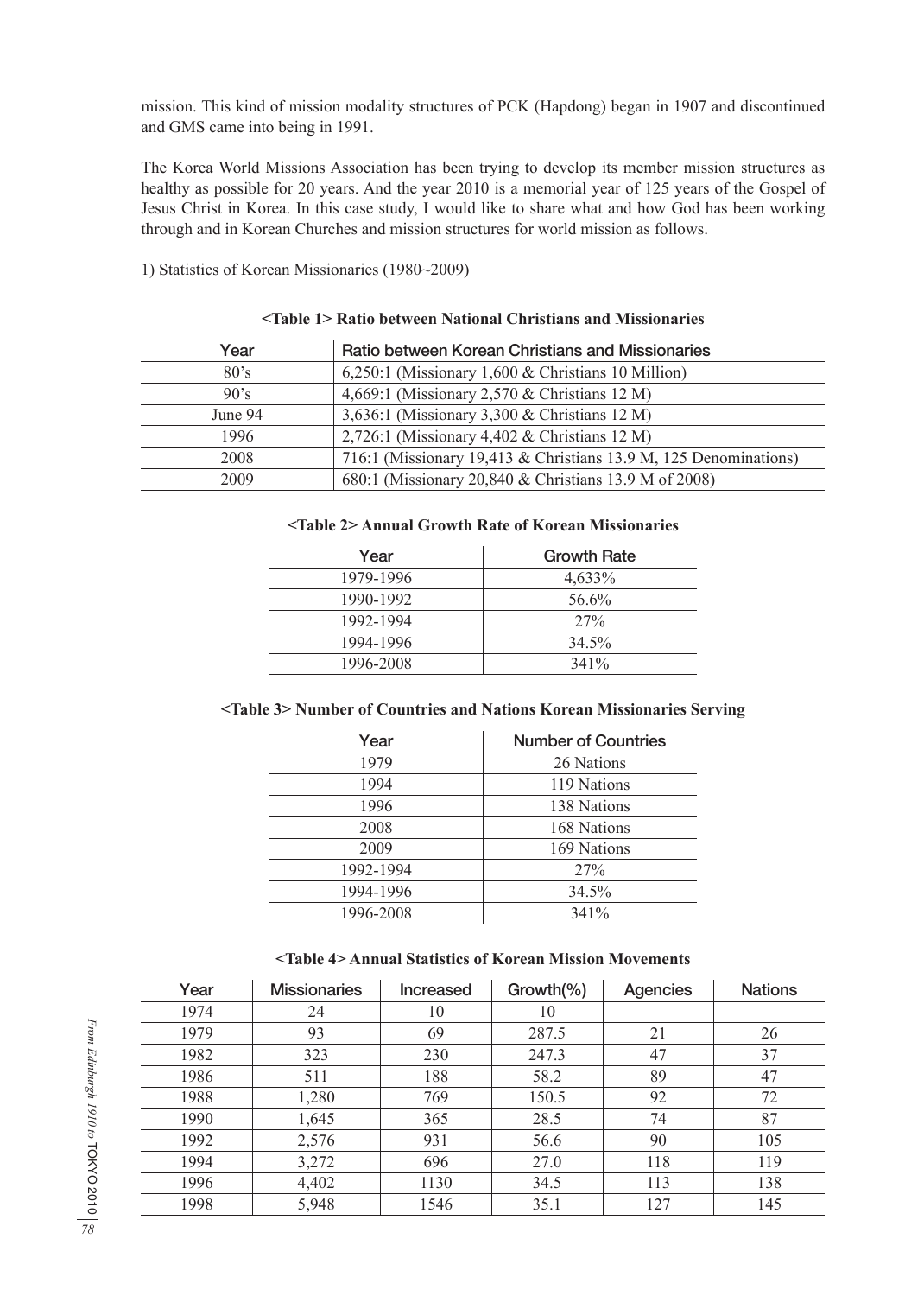mission. This kind of mission modality structures of PCK (Hapdong) began in 1907 and discontinued and GMS came into being in 1991.

The Korea World Missions Association has been trying to develop its member mission structures as healthy as possible for 20 years. And the year 2010 is a memorial year of 125 years of the Gospel of Jesus Christ in Korea. In this case study, I would like to share what and how God has been working through and in Korean Churches and mission structures for world mission as follows.

1) Statistics of Korean Missionaries (1980~2009)

**<Table 1> Ratio between National Christians and Missionaries**

| Year | Ratio between Korean Christians and Missionaries |
|---|---|
| 80's | 6,250:1 (Missionary 1,600 & Christians 10 Million) |
| 90's | 4,669:1 (Missionary 2,570 & Christians 12 M) |
| June 94 | 3,636:1 (Missionary 3,300 & Christians 12 M) |
| 1996 | 2,726:1 (Missionary 4,402 & Christians 12 M) |
| 2008 | 716:1 (Missionary 19,413 & Christians 13.9 M, 125 Denominations) |
| 2009 | 680:1 (Missionary 20,840 & Christians 13.9 M of 2008) |

**<Table 2> Annual Growth Rate of Korean Missionaries**

| Year | Growth Rate |
|---|---|
| 1979-1996 | 4,633% |
| 1990-1992 | 56.6% |
| 1992-1994 | 27% |
| 1994-1996 | 34.5% |
| 1996-2008 | 341% |

**<Table 3> Number of Countries and Nations Korean Missionaries Serving**

| Year | Number of Countries |
|---|---|
| 1979 | 26 Nations |
| 1994 | 119 Nations |
| 1996 | 138 Nations |
| 2008 | 168 Nations |
| 2009 | 169 Nations |
| 1992-1994 | 27% |
| 1994-1996 | 34.5% |
| 1996-2008 | 341% |

**<Table 4> Annual Statistics of Korean Mission Movements**

| Year | Missionaries | Increased | Growth(%) | Agencies | Nations |
|---|---|---|---|---|---|
| 1974 | 24 | 10 | 10 | | |
| 1979 | 93 | 69 | 287.5 | 21 | 26 |
| 1982 | 323 | 230 | 247.3 | 47 | 37 |
| 1986 | 511 | 188 | 58.2 | 89 | 47 |
| 1988 | 1,280 | 769 | 150.5 | 92 | 72 |
| 1990 | 1,645 | 365 | 28.5 | 74 | 87 |
| 1992 | 2,576 | 931 | 56.6 | 90 | 105 |
| 1994 | 3,272 | 696 | 27.0 | 118 | 119 |
| 1996 | 4,402 | 1130 | 34.5 | 113 | 138 |
| 1998 | 5,948 | 1546 | 35.1 | 127 | 145 |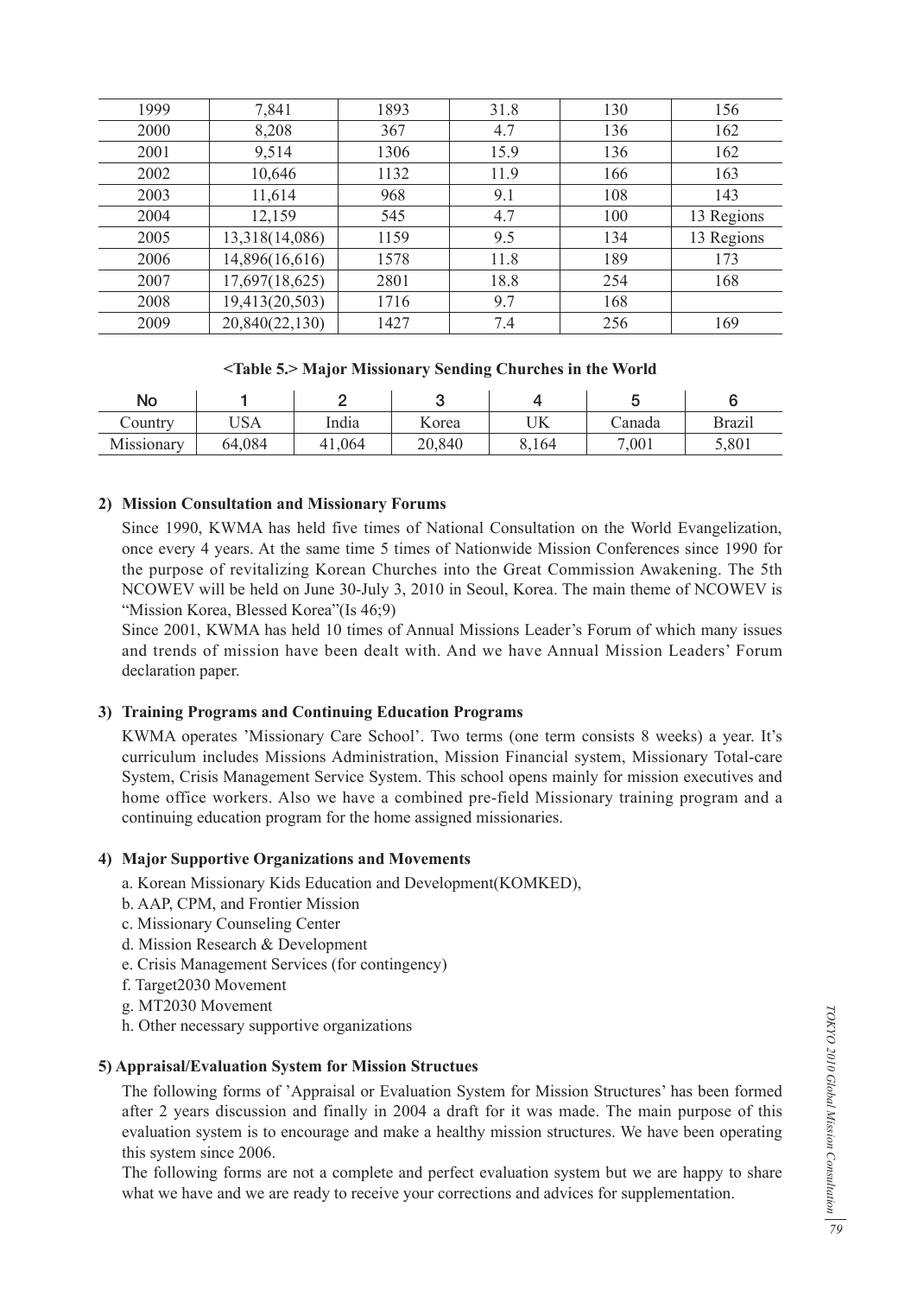| 1999 | 7,841 | 1893 | 31.8 | 130 | 156 |
|---|---|---|---|---|---|
| 2000 | 8,208 | 367 | 4.7 | 136 | 162 |
| 2001 | 9,514 | 1306 | 15.9 | 136 | 162 |
| 2002 | 10,646 | 1132 | 11.9 | 166 | 163 |
| 2003 | 11,614 | 968 | 9.1 | 108 | 143 |
| 2004 | 12,159 | 545 | 4.7 | 100 | 13 Regions |
| 2005 | 13,318(14,086) | 1159 | 9.5 | 134 | 13 Regions |
| 2006 | 14,896(16,616) | 1578 | 11.8 | 189 | 173 |
| 2007 | 17,697(18,625) | 2801 | 18.8 | 254 | 168 |
| 2008 | 19,413(20,503) | 1716 | 9.7 | 168 | |
| 2009 | 20,840(22,130) | 1427 | 7.4 | 256 | 169 |

**<Table 5.> Major Missionary Sending Churches in the World**

| No | 1 | 2 | 3 | 4 | 5 | 6 |
|---|---|---|---|---|---|---|
| Country | USA | India | Korea | UK | Canada | Brazil |
| Missionary | 64,084 | 41,064 | 20,840 | 8,164 | 7,001 | 5,801 |

**2) Mission Consultation and Missionary Forums**

Since 1990, KWMA has held five times of National Consultation on the World Evangelization, once every 4 years. At the same time 5 times of Nationwide Mission Conferences since 1990 for the purpose of revitalizing Korean Churches into the Great Commission Awakening. The 5th NCOWEV will be held on June 30-July 3, 2010 in Seoul, Korea. The main theme of NCOWEV is "Mission Korea, Blessed Korea"(Is 46;9)

Since 2001, KWMA has held 10 times of Annual Missions Leader's Forum of which many issues and trends of mission have been dealt with. And we have Annual Mission Leaders' Forum declaration paper.

**3) Training Programs and Continuing Education Programs**

KWMA operates 'Missionary Care School'. Two terms (one term consists 8 weeks) a year. It's curriculum includes Missions Administration, Mission Financial system, Missionary Total-care System, Crisis Management Service System. This school opens mainly for mission executives and home office workers. Also we have a combined pre-field Missionary training program and a continuing education program for the home assigned missionaries.

**4) Major Supportive Organizations and Movements**

a. Korean Missionary Kids Education and Development(KOMKED),
b. AAP, CPM, and Frontier Mission
c. Missionary Counseling Center
d. Mission Research & Development
e. Crisis Management Services (for contingency)
f. Target2030 Movement
g. MT2030 Movement
h. Other necessary supportive organizations

**5) Appraisal/Evaluation System for Mission Structues**

The following forms of 'Appraisal or Evaluation System for Mission Structures' has been formed after 2 years discussion and finally in 2004 a draft for it was made. The main purpose of this evaluation system is to encourage and make a healthy mission structures. We have been operating this system since 2006.

The following forms are not a complete and perfect evaluation system but we are happy to share what we have and we are ready to receive your corrections and advices for supplementation.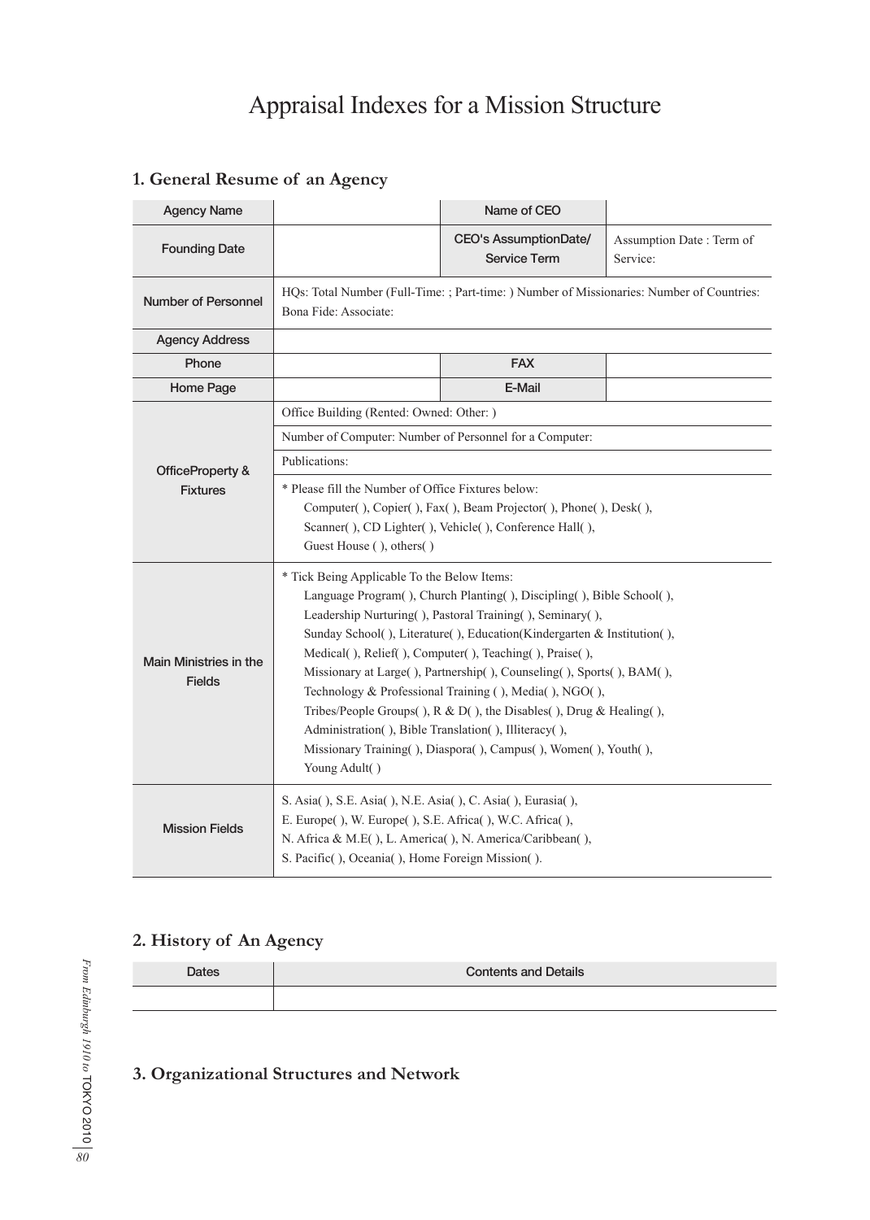# Appraisal Indexes for a Mission Structure

## 1. General Resume of an Agency

| Agency Name | | Name of CEO | |
|---|---|---|---|
| Founding Date | | CEO's AssumptionDate/ Service Term | Assumption Date : Term of Service: |
| Number of Personnel | HQs: Total Number (Full-Time: ; Part-time: ) Number of Missionaries: Number of Countries: Bona Fide: Associate: | | |
| Agency Address | | | |
| Phone | | FAX | |
| Home Page | | E-Mail | |
| OfficeProperty & Fixtures | Office Building (Rented: Owned: Other: ) | | |
| | Number of Computer: Number of Personnel for a Computer: | | |
| | Publications: | | |
| | * Please fill the Number of Office Fixtures below: Computer( ), Copier( ), Fax( ), Beam Projector( ), Phone( ), Desk( ), Scanner( ), CD Lighter( ), Vehicle( ), Conference Hall( ), Guest House ( ), others( ) | | |
| Main Ministries in the Fields | * Tick Being Applicable To the Below Items: Language Program( ), Church Planting( ), Discipling( ), Bible School( ), Leadership Nurturing( ), Pastoral Training( ), Seminary( ), Sunday School( ), Literature( ), Education(Kindergarten & Institution( ), Medical( ), Relief( ), Computer( ), Teaching( ), Praise( ), Missionary at Large( ), Partnership( ), Counseling( ), Sports( ), BAM( ), Technology & Professional Training ( ), Media( ), NGO( ), Tribes/People Groups( ), R & D( ), the Disables( ), Drug & Healing( ), Administration( ), Bible Translation( ), Illiteracy( ), Missionary Training( ), Diaspora( ), Campus( ), Women( ), Youth( ), Young Adult( ) | | |
| Mission Fields | S. Asia( ), S.E. Asia( ), N.E. Asia( ), C. Asia( ), Eurasia( ), E. Europe( ), W. Europe( ), S.E. Africa( ), W.C. Africa( ), N. Africa & M.E( ), L. America( ), N. America/Caribbean( ), S. Pacific( ), Oceania( ), Home Foreign Mission( ). | | |

## 2. History of An Agency

| Dates | Contents and Details |
|---|---|
| | |

## 3. Organizational Structures and Network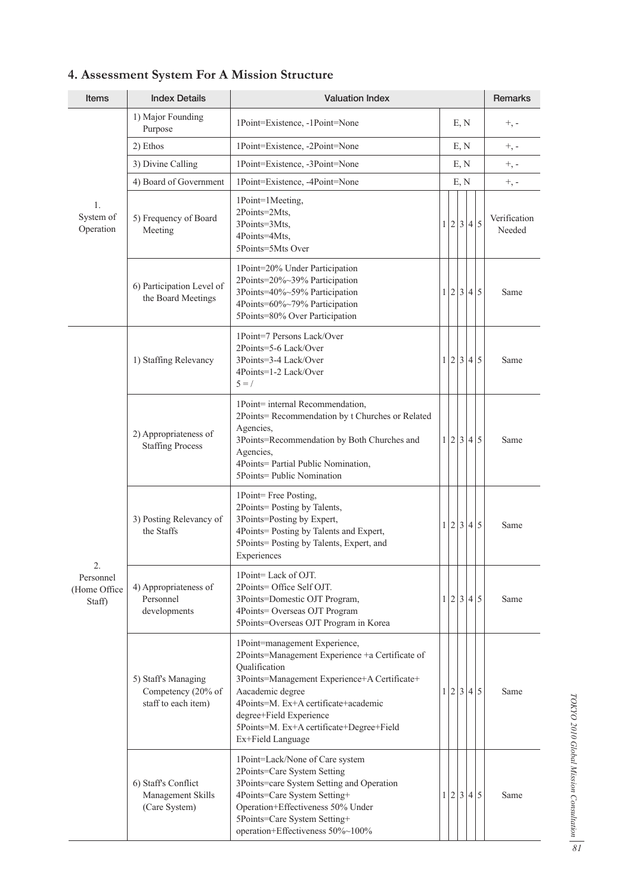## 4. Assessment System For A Mission Structure

| Items | Index Details | Valuation Index | | Remarks |
|---|---|---|---|---|
| 1. System of Operation | 1) Major Founding Purpose | 1Point=Existence, -1Point=None | E, N | +, - |
| | 2) Ethos | 1Point=Existence, -2Point=None | E, N | +, - |
| | 3) Divine Calling | 1Point=Existence, -3Point=None | E, N | +, - |
| | 4) Board of Government | 1Point=Existence, -4Point=None | E, N | +, - |
| | 5) Frequency of Board Meeting | 1Point=1Meeting, 2Points=2Mts, 3Points=3Mts, 4Points=4Mts, 5Points=5Mts Over | 1 2 3 4 5 | Verification Needed |
| | 6) Participation Level of the Board Meetings | 1Point=20% Under Participation 2Points=20%~39% Participation 3Points=40%~59% Participation 4Points=60%~79% Participation 5Points=80% Over Participation | 1 2 3 4 5 | Same |
| 2. Personnel (Home Office Staff) | 1) Staffing Relevancy | 1Point=7 Persons Lack/Over 2Points=5-6 Lack/Over 3Points=3-4 Lack/Over 4Points=1-2 Lack/Over 5 = / | 1 2 3 4 5 | Same |
| | 2) Appropriateness of Staffing Process | 1Point= internal Recommendation, 2Points= Recommendation by t Churches or Related Agencies, 3Points=Recommendation by Both Churches and Agencies, 4Points= Partial Public Nomination, 5Points= Public Nomination | 1 2 3 4 5 | Same |
| | 3) Posting Relevancy of the Staffs | 1Point= Free Posting, 2Points= Posting by Talents, 3Points=Posting by Expert, 4Points= Posting by Talents and Expert, 5Points= Posting by Talents, Expert, and Experiences | 1 2 3 4 5 | Same |
| | 4) Appropriateness of Personnel developments | 1Point= Lack of OJT. 2Points= Office Self OJT. 3Points=Domestic OJT Program, 4Points= Overseas OJT Program 5Points=Overseas OJT Program in Korea | 1 2 3 4 5 | Same |
| | 5) Staff's Managing Competency (20% of staff to each item) | 1Point=management Experience, 2Points=Management Experience +a Certificate of Qualification 3Points=Management Experience+A Certificate+ Aacademic degree 4Points=M. Ex+A certificate+academic degree+Field Experience 5Points=M. Ex+A certificate+Degree+Field Ex+Field Language | 1 2 3 4 5 | Same |
| | 6) Staff's Conflict Management Skills (Care System) | 1Point=Lack/None of Care system 2Points=Care System Setting 3Points=care System Setting and Operation 4Points=Care System Setting+ Operation+Effectiveness 50% Under 5Points=Care System Setting+ operation+Effectiveness 50%~100% | 1 2 3 4 5 | Same |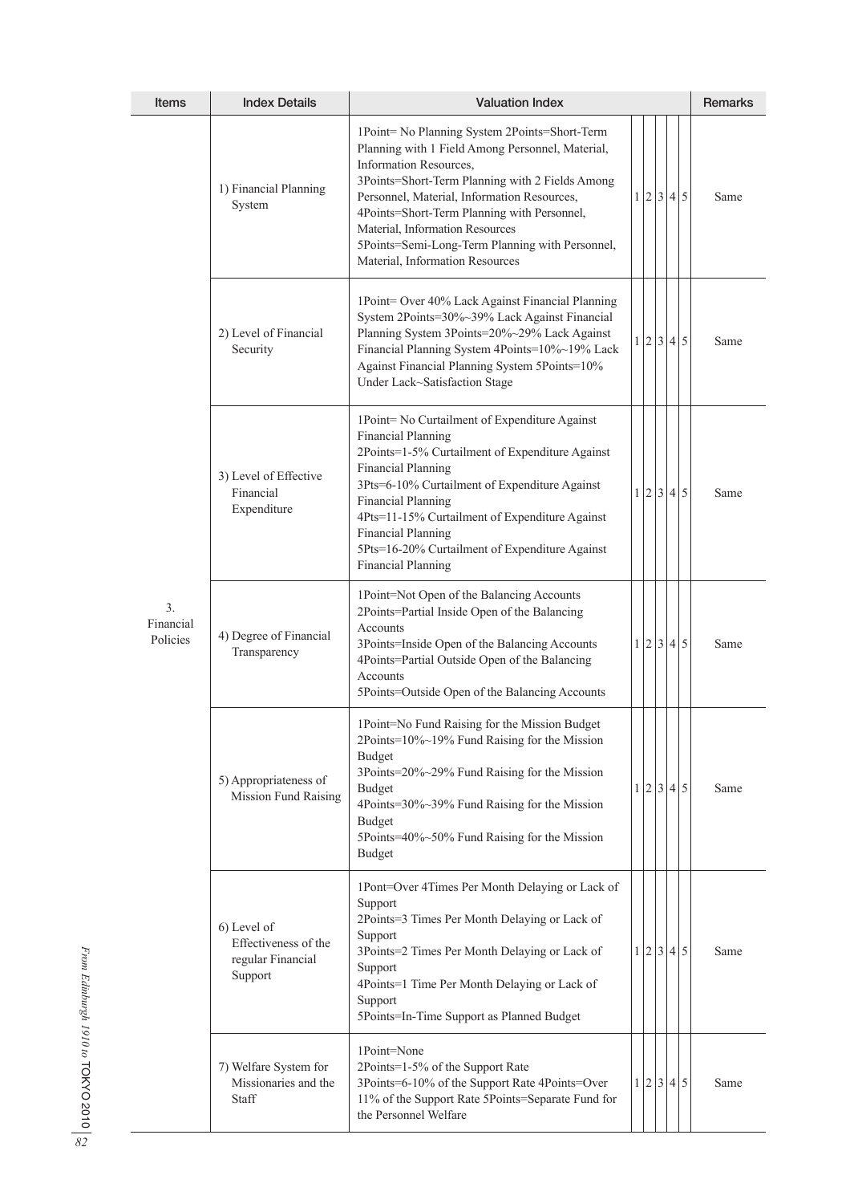| Items | Index Details | Valuation Index | | | | | | Remarks |
|---|---|---|---|---|---|---|---|---|
| 3. Financial Policies | 1) Financial Planning System | 1Point= No Planning System 2Points=Short-Term Planning with 1 Field Among Personnel, Material, Information Resources, 3Points=Short-Term Planning with 2 Fields Among Personnel, Material, Information Resources, 4Points=Short-Term Planning with Personnel, Material, Information Resources 5Points=Semi-Long-Term Planning with Personnel, Material, Information Resources | 1 | 2 | 3 | 4 | 5 | Same |
| | 2) Level of Financial Security | 1Point= Over 40% Lack Against Financial Planning System 2Points=30%~39% Lack Against Financial Planning System 3Points=20%~29% Lack Against Financial Planning System 4Points=10%~19% Lack Against Financial Planning System 5Points=10% Under Lack~Satisfaction Stage | 1 | 2 | 3 | 4 | 5 | Same |
| | 3) Level of Effective Financial Expenditure | 1Point= No Curtailment of Expenditure Against Financial Planning 2Points=1-5% Curtailment of Expenditure Against Financial Planning 3Pts=6-10% Curtailment of Expenditure Against Financial Planning 4Pts=11-15% Curtailment of Expenditure Against Financial Planning 5Pts=16-20% Curtailment of Expenditure Against Financial Planning | 1 | 2 | 3 | 4 | 5 | Same |
| | 4) Degree of Financial Transparency | 1Point=Not Open of the Balancing Accounts 2Points=Partial Inside Open of the Balancing Accounts 3Points=Inside Open of the Balancing Accounts 4Points=Partial Outside Open of the Balancing Accounts 5Points=Outside Open of the Balancing Accounts | 1 | 2 | 3 | 4 | 5 | Same |
| | 5) Appropriateness of Mission Fund Raising | 1Point=No Fund Raising for the Mission Budget 2Points=10%~19% Fund Raising for the Mission Budget 3Points=20%~29% Fund Raising for the Mission Budget 4Points=30%~39% Fund Raising for the Mission Budget 5Points=40%~50% Fund Raising for the Mission Budget | 1 | 2 | 3 | 4 | 5 | Same |
| | 6) Level of Effectiveness of the regular Financial Support | 1Pont=Over 4Times Per Month Delaying or Lack of Support 2Points=3 Times Per Month Delaying or Lack of Support 3Points=2 Times Per Month Delaying or Lack of Support 4Points=1 Time Per Month Delaying or Lack of Support 5Points=In-Time Support as Planned Budget | 1 | 2 | 3 | 4 | 5 | Same |
| | 7) Welfare System for Missionaries and the Staff | 1Point=None 2Points=1-5% of the Support Rate 3Points=6-10% of the Support Rate 4Points=Over 11% of the Support Rate 5Points=Separate Fund for the Personnel Welfare | 1 | 2 | 3 | 4 | 5 | Same |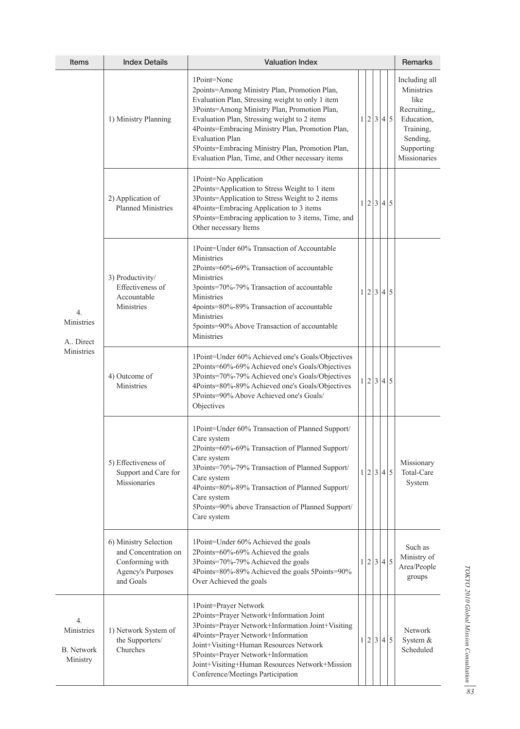| Items | Index Details | Valuation Index | | Remarks |
|---|---|---|---|---|
| 4. Ministries<br>A.. Direct Ministries | 1) Ministry Planning | 1Point=None<br>2points=Among Ministry Plan, Promotion Plan, Evaluation Plan, Stressing weight to only 1 item<br>3Points=Among Ministry Plan, Promotion Plan, Evaluation Plan, Stressing weight to 2 items<br>4Points=Embracing Ministry Plan, Promotion Plan, Evaluation Plan<br>5Points=Embracing Ministry Plan, Promotion Plan, Evaluation Plan, Time, and Other necessary items | 1 \| 2 \| 3 \| 4 \| 5 | Including all Ministries like Recruiting,, Education, Training, Sending, Supporting Missionaries |
| | 2) Application of Planned Ministries | 1Point=No Application<br>2Points=Application to Stress Weight to 1 item<br>3Points=Application to Stress Weight to 2 items<br>4Points=Embracing Application to 3 items<br>5Points=Embracing application to 3 items, Time, and Other necessary Items | 1 \| 2 \| 3 \| 4 \| 5 | |
| | 3) Productivity/ Effectiveness of Accountable Ministries | 1Point=Under 60% Transaction of Accountable Ministries<br>2Points=60%-69% Transaction of accountable Ministries<br>3points=70%-79% Transaction of accountable Ministries<br>4points=80%-89% Transaction of accountable Ministries<br>5points=90% Above Transaction of accountable Ministries | 1 \| 2 \| 3 \| 4 \| 5 | |
| | 4) Outcome of Ministries | 1Point=Under 60% Achieved one's Goals/Objectives<br>2Points=60%-69% Achieved one's Goals/Objectives<br>3Points=70%-79% Achieved one's Goals/Objectives<br>4Points=80%-89% Achieved one's Goals/Objectives<br>5Points=90% Above Achieved one's Goals/ Objectives | 1 \| 2 \| 3 \| 4 \| 5 | |
| | 5) Effectiveness of Support and Care for Missionaries | 1Point=Under 60% Transaction of Planned Support/ Care system<br>2Points=60%-69% Transaction of Planned Support/ Care system<br>3Points=70%-79% Transaction of Planned Support/ Care system<br>4Points=80%-89% Transaction of Planned Support/ Care system<br>5Points=90% above Transaction of Planned Support/ Care system | 1 \| 2 \| 3 \| 4 \| 5 | Missionary Total-Care System |
| | 6) Ministry Selection and Concentration on Conforming with Agency's Purposes and Goals | 1Point=Under 60% Achieved the goals<br>2Points=60%-69% Achieved the goals<br>3Points=70%-79% Achieved the goals<br>4Points=80%-89% Achieved the goals 5Points=90% Over Achieved the goals | 1 \| 2 \| 3 \| 4 \| 5 | Such as Ministry of Area/People groups |
| 4. Ministries<br>B. Network Ministry | 1) Network System of the Supporters/ Churches | 1Point=Prayer Network<br>2Points=Prayer Network+Information Joint<br>3Points=Prayer Network+Information Joint+Visiting<br>4Points=Prayer Network+Information Joint+Visiting+Human Resources Network<br>5Points=Prayer Network+Information Joint+Visiting+Human Resources Network+Mission Conference/Meetings Participation | 1 \| 2 \| 3 \| 4 \| 5 | Network System & Scheduled |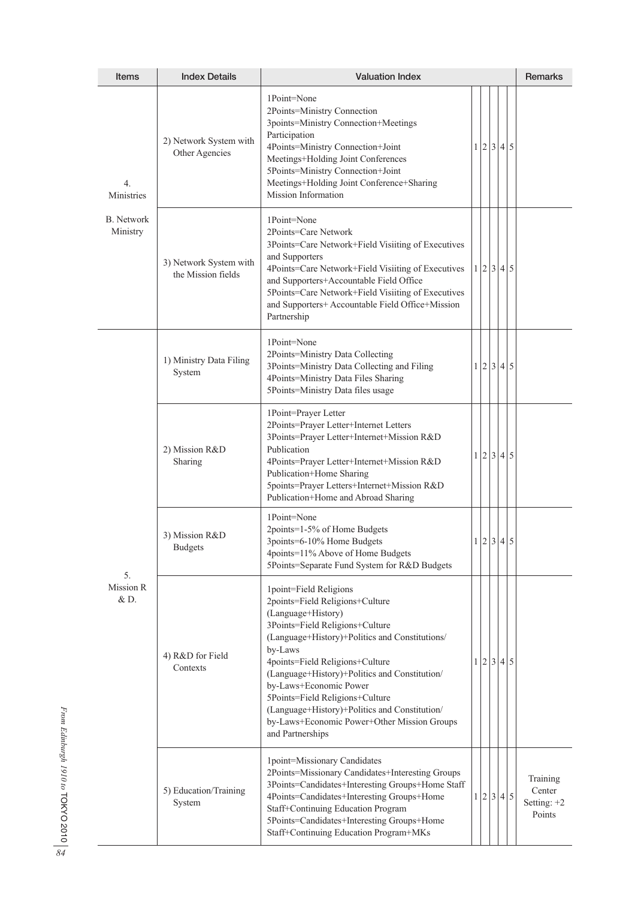| Items | Index Details | Valuation Index | | | | | | Remarks |
|---|---|---|---|---|---|---|---|---|
| 4. Ministries<br><br>B. Network Ministry | 2) Network System with Other Agencies | 1Point=None<br>2Points=Ministry Connection<br>3points=Ministry Connection+Meetings Participation<br>4Points=Ministry Connection+Joint Meetings+Holding Joint Conferences<br>5Points=Ministry Connection+Joint Meetings+Holding Joint Conference+Sharing Mission Information | 1 | 2 | 3 | 4 | 5 | |
| | 3) Network System with the Mission fields | 1Point=None<br>2Points=Care Network<br>3Points=Care Network+Field Visiiting of Executives and Supporters<br>4Points=Care Network+Field Visiiting of Executives and Supporters+Accountable Field Office<br>5Points=Care Network+Field Visiiting of Executives and Supporters+ Accountable Field Office+Mission Partnership | 1 | 2 | 3 | 4 | 5 | |
| 5. Mission R & D. | 1) Ministry Data Filing System | 1Point=None<br>2Points=Ministry Data Collecting<br>3Points=Ministry Data Collecting and Filing<br>4Points=Ministry Data Files Sharing<br>5Points=Ministry Data files usage | 1 | 2 | 3 | 4 | 5 | |
| | 2) Mission R&D Sharing | 1Point=Prayer Letter<br>2Points=Prayer Letter+Internet Letters<br>3Points=Prayer Letter+Internet+Mission R&D Publication<br>4Points=Prayer Letter+Internet+Mission R&D Publication+Home Sharing<br>5points=Prayer Letters+Internet+Mission R&D Publication+Home and Abroad Sharing | 1 | 2 | 3 | 4 | 5 | |
| | 3) Mission R&D Budgets | 1Point=None<br>2points=1-5% of Home Budgets<br>3points=6-10% Home Budgets<br>4points=11% Above of Home Budgets<br>5Points=Separate Fund System for R&D Budgets | 1 | 2 | 3 | 4 | 5 | |
| | 4) R&D for Field Contexts | 1point=Field Religions<br>2points=Field Religions+Culture (Language+History)<br>3Points=Field Religions+Culture (Language+History)+Politics and Constitutions/ by-Laws<br>4points=Field Religions+Culture (Language+History)+Politics and Constitution/ by-Laws+Economic Power<br>5Points=Field Religions+Culture (Language+History)+Politics and Constitution/ by-Laws+Economic Power+Other Mission Groups and Partnerships | 1 | 2 | 3 | 4 | 5 | |
| | 5) Education/Training System | 1point=Missionary Candidates<br>2Points=Missionary Candidates+Interesting Groups<br>3Points=Candidates+Interesting Groups+Home Staff<br>4Points=Candidates+Interesting Groups+Home Staff+Continuing Education Program<br>5Points=Candidates+Interesting Groups+Home Staff+Continuing Education Program+MKs | 1 | 2 | 3 | 4 | 5 | Training Center Setting: +2 Points |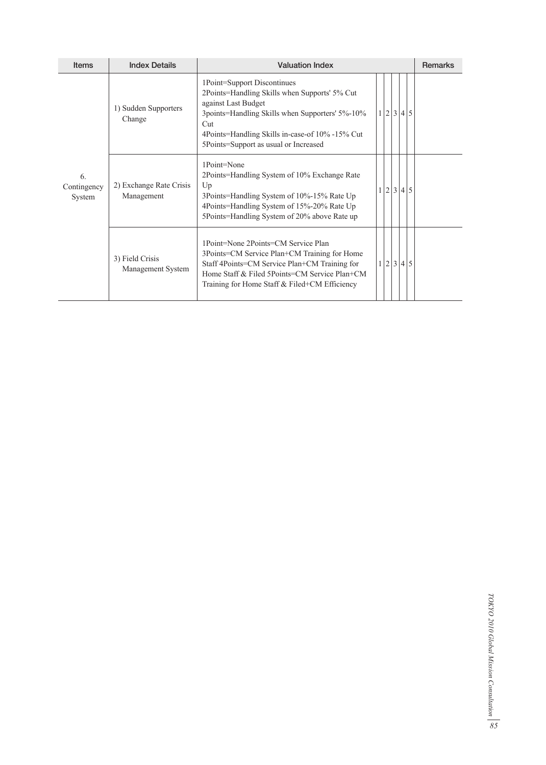| Items | Index Details | Valuation Index | | | | | | Remarks |
|---|---|---|---|---|---|---|---|---|
| 6. Contingency System | 1) Sudden Supporters Change | 1Point=Support Discontinues<br>2Points=Handling Skills when Supports' 5% Cut against Last Budget<br>3points=Handling Skills when Supporters' 5%-10% Cut<br>4Points=Handling Skills in-case-of 10% -15% Cut<br>5Points=Support as usual or Increased | 1 | 2 | 3 | 4 | 5 | |
| | 2) Exchange Rate Crisis Management | 1Point=None<br>2Points=Handling System of 10% Exchange Rate Up<br>3Points=Handling System of 10%-15% Rate Up<br>4Points=Handling System of 15%-20% Rate Up<br>5Points=Handling System of 20% above Rate up | 1 | 2 | 3 | 4 | 5 | |
| | 3) Field Crisis Management System | 1Point=None 2Points=CM Service Plan<br>3Points=CM Service Plan+CM Training for Home Staff 4Points=CM Service Plan+CM Training for Home Staff & Filed 5Points=CM Service Plan+CM Training for Home Staff & Filed+CM Efficiency | 1 | 2 | 3 | 4 | 5 | |